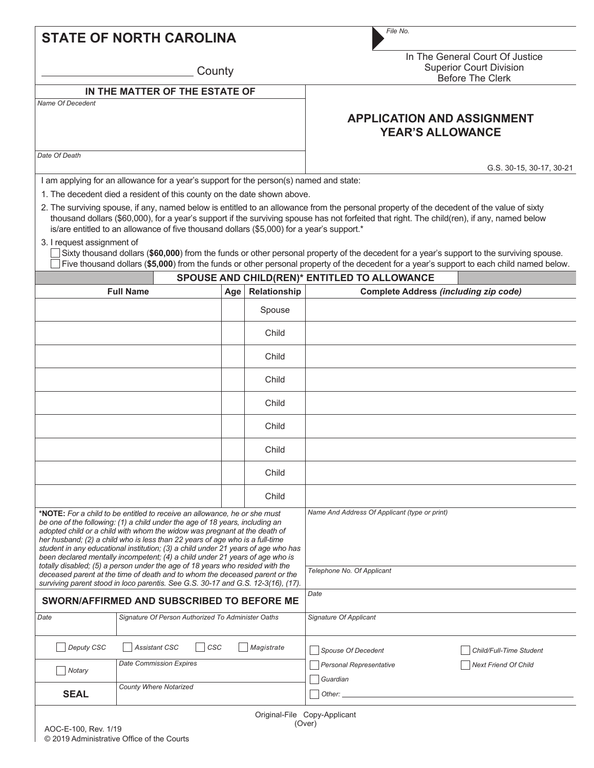# STATE OF NORTH CAROLINA

_________________________ County

File No.

In The General Court Of Justice
Superior Court Division
Before The Clerk

**IN THE MATTER OF THE ESTATE OF**

*Name Of Decedent*

*Date Of Death*

## APPLICATION AND ASSIGNMENT YEAR'S ALLOWANCE

G.S. 30-15, 30-17, 30-21

I am applying for an allowance for a year's support for the person(s) named and state:

1. The decedent died a resident of this county on the date shown above.
2. The surviving spouse, if any, named below is entitled to an allowance from the personal property of the decedent of the value of sixty thousand dollars ($60,000), for a year's support if the surviving spouse has not forfeited that right. The child(ren), if any, named below is/are entitled to an allowance of five thousand dollars ($5,000) for a year's support.*
3. I request assignment of
   - ☐ Sixty thousand dollars (**$60,000**) from the funds or other personal property of the decedent for a year's support to the surviving spouse.
   - ☐ Five thousand dollars (**$5,000**) from the funds or other personal property of the decedent for a year's support to each child named below.

**SPOUSE AND CHILD(REN)* ENTITLED TO ALLOWANCE**

| Full Name | Age | Relationship | Complete Address *(including zip code)* |
|---|---|---|---|
| | | Spouse | |
| | | Child | |
| | | Child | |
| | | Child | |
| | | Child | |
| | | Child | |
| | | Child | |
| | | Child | |
| | | Child | |

***NOTE:** *For a child to be entitled to receive an allowance, he or she must be one of the following: (1) a child under the age of 18 years, including an adopted child or a child with whom the widow was pregnant at the death of her husband; (2) a child who is less than 22 years of age who is a full-time student in any educational institution; (3) a child under 21 years of age who has been declared mentally incompetent; (4) a child under 21 years of age who is totally disabled; (5) a person under the age of 18 years who resided with the deceased parent at the time of death and to whom the deceased parent or the surviving parent stood in loco parentis. See G.S. 30-17 and G.S. 12-3(16), (17).*

*Name And Address Of Applicant (type or print)*

*Telephone No. Of Applicant*

*Date*

*Signature Of Applicant*

- ☐ Spouse Of Decedent
- ☐ Child/Full-Time Student
- ☐ Personal Representative
- ☐ Next Friend Of Child
- ☐ Guardian
- ☐ Other: _______________

**SWORN/AFFIRMED AND SUBSCRIBED TO BEFORE ME**

*Date*

*Signature Of Person Authorized To Administer Oaths*

☐ Deputy CSC ☐ Assistant CSC ☐ CSC ☐ Magistrate

☐ Notary

*Date Commission Expires*

**SEAL**

*County Where Notarized*

Original-File Copy-Applicant
(Over)

AOC-E-100, Rev. 1/19
© 2019 Administrative Office of the Courts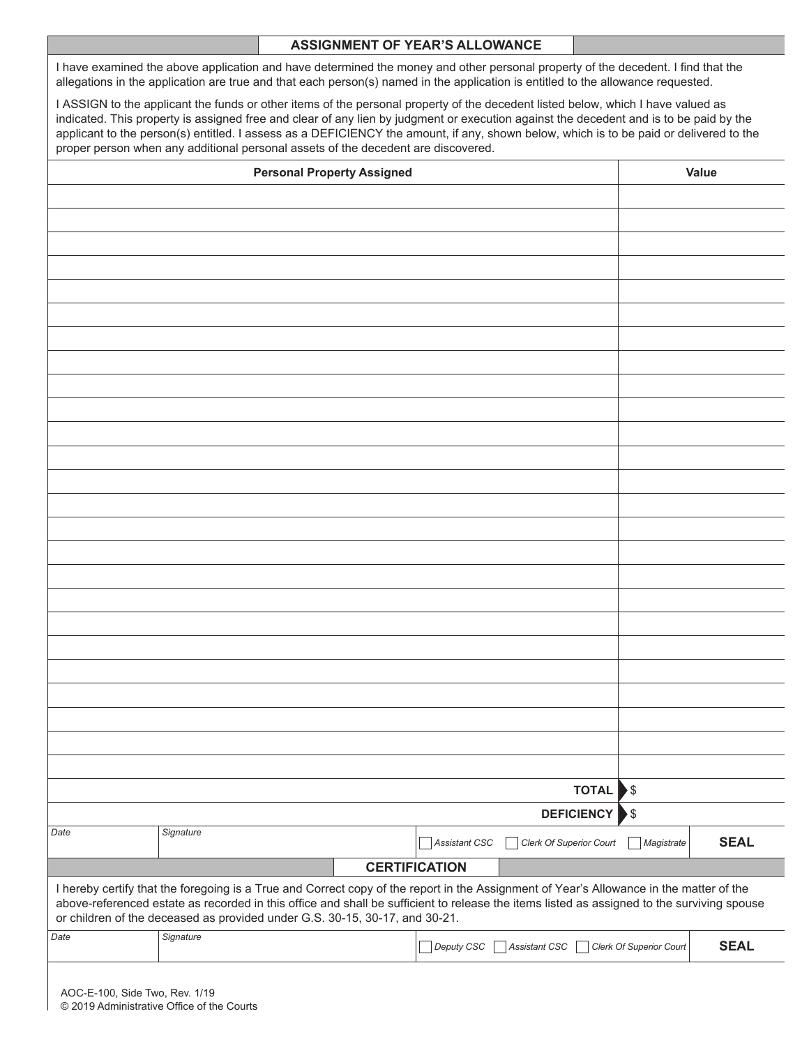## ASSIGNMENT OF YEAR'S ALLOWANCE

I have examined the above application and have determined the money and other personal property of the decedent. I find that the allegations in the application are true and that each person(s) named in the application is entitled to the allowance requested.

I ASSIGN to the applicant the funds or other items of the personal property of the decedent listed below, which I have valued as indicated. This property is assigned free and clear of any lien by judgment or execution against the decedent and is to be paid by the applicant to the person(s) entitled. I assess as a DEFICIENCY the amount, if any, shown below, which is to be paid or delivered to the proper person when any additional personal assets of the decedent are discovered.

| Personal Property Assigned | Value |
|---|---|
| | |
| | |
| | |
| | |
| | |
| | |
| | |
| | |
| | |
| | |
| | |
| | |
| | |
| | |
| | |
| | |
| | |
| | |
| | |
| | |
| | |
| | |
| | |
| | |
| | |
| **TOTAL** | $ |
| **DEFICIENCY** | $ |

| Date | Signature | ☐ Assistant CSC ☐ Clerk Of Superior Court ☐ Magistrate | **SEAL** |
|---|---|---|---|
| | | | |

## CERTIFICATION

I hereby certify that the foregoing is a True and Correct copy of the report in the Assignment of Year's Allowance in the matter of the above-referenced estate as recorded in this office and shall be sufficient to release the items listed as assigned to the surviving spouse or children of the deceased as provided under G.S. 30-15, 30-17, and 30-21.

| Date | Signature | ☐ Deputy CSC ☐ Assistant CSC ☐ Clerk Of Superior Court | **SEAL** |
|---|---|---|---|
| | | | |

AOC-E-100, Side Two, Rev. 1/19
© 2019 Administrative Office of the Courts